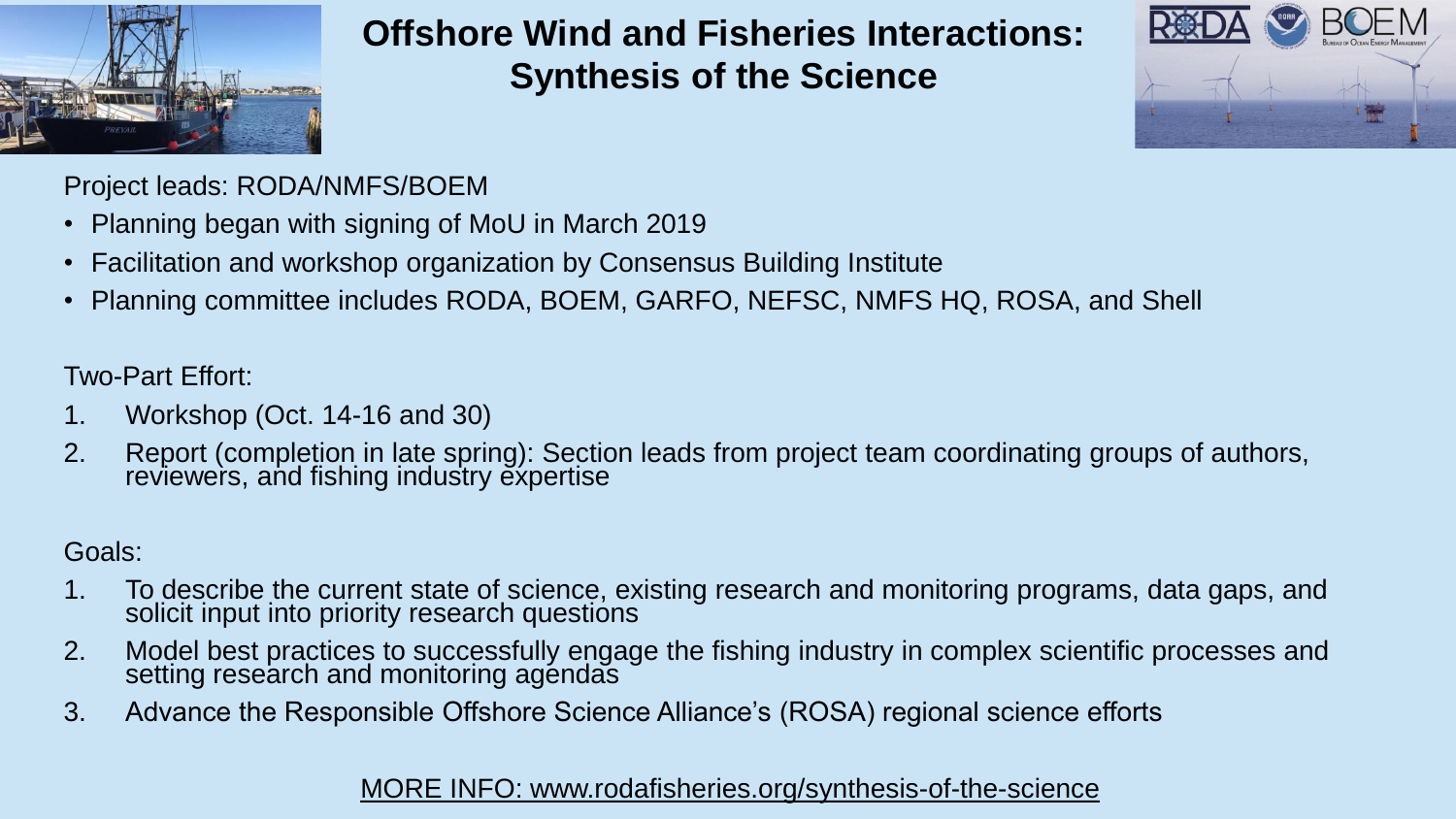# Offshore Wind and Fisheries Interactions: Synthesis of the Science

Project leads: RODA/NMFS/BOEM

- Planning began with signing of MoU in March 2019
- Facilitation and workshop organization by Consensus Building Institute
- Planning committee includes RODA, BOEM, GARFO, NEFSC, NMFS HQ, ROSA, and Shell

Two-Part Effort:

1. Workshop (Oct. 14-16 and 30)
2. Report (completion in late spring): Section leads from project team coordinating groups of authors, reviewers, and fishing industry expertise

Goals:

1. To describe the current state of science, existing research and monitoring programs, data gaps, and solicit input into priority research questions
2. Model best practices to successfully engage the fishing industry in complex scientific processes and setting research and monitoring agendas
3. Advance the Responsible Offshore Science Alliance's (ROSA) regional science efforts

MORE INFO: www.rodafisheries.org/synthesis-of-the-science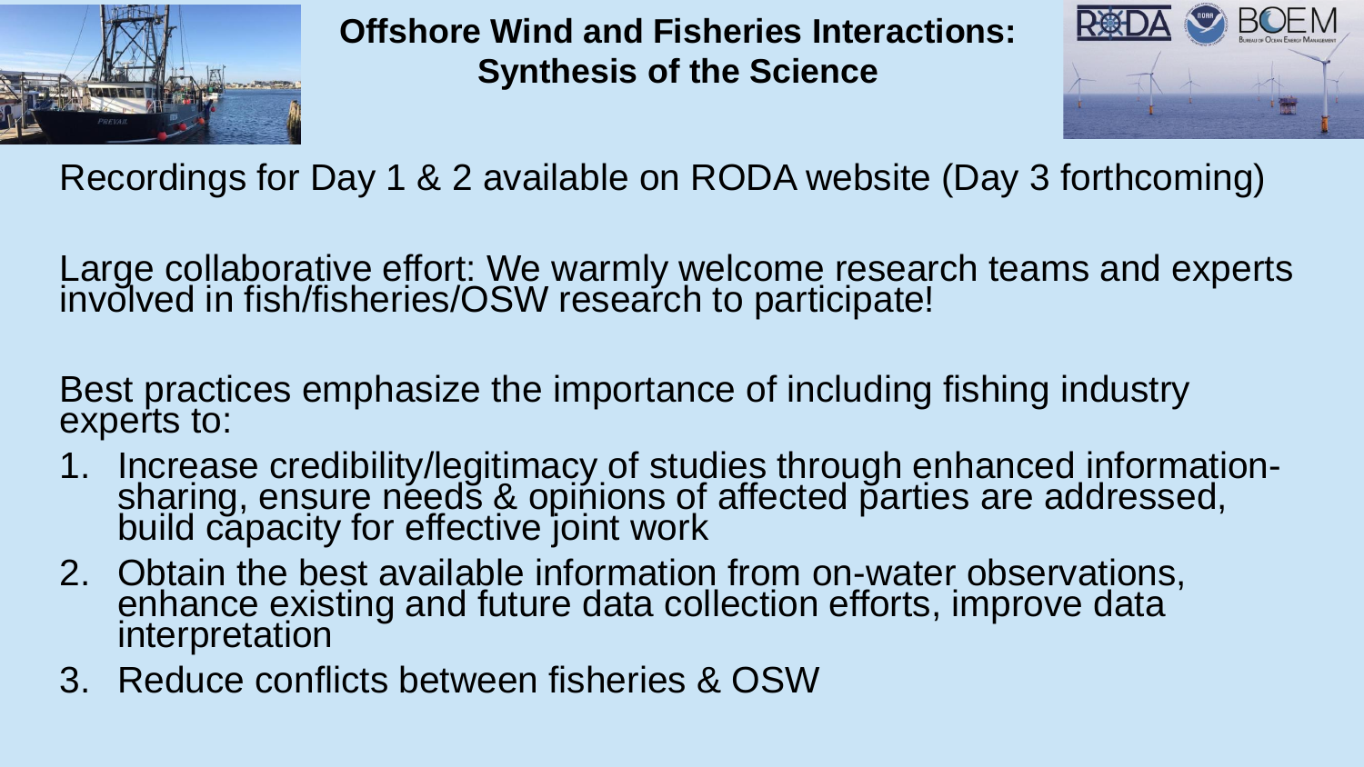# Offshore Wind and Fisheries Interactions: Synthesis of the Science

Recordings for Day 1 & 2 available on RODA website (Day 3 forthcoming)

Large collaborative effort: We warmly welcome research teams and experts involved in fish/fisheries/OSW research to participate!

Best practices emphasize the importance of including fishing industry experts to:

1. Increase credibility/legitimacy of studies through enhanced information-sharing, ensure needs & opinions of affected parties are addressed, build capacity for effective joint work
2. Obtain the best available information from on-water observations, enhance existing and future data collection efforts, improve data interpretation
3. Reduce conflicts between fisheries & OSW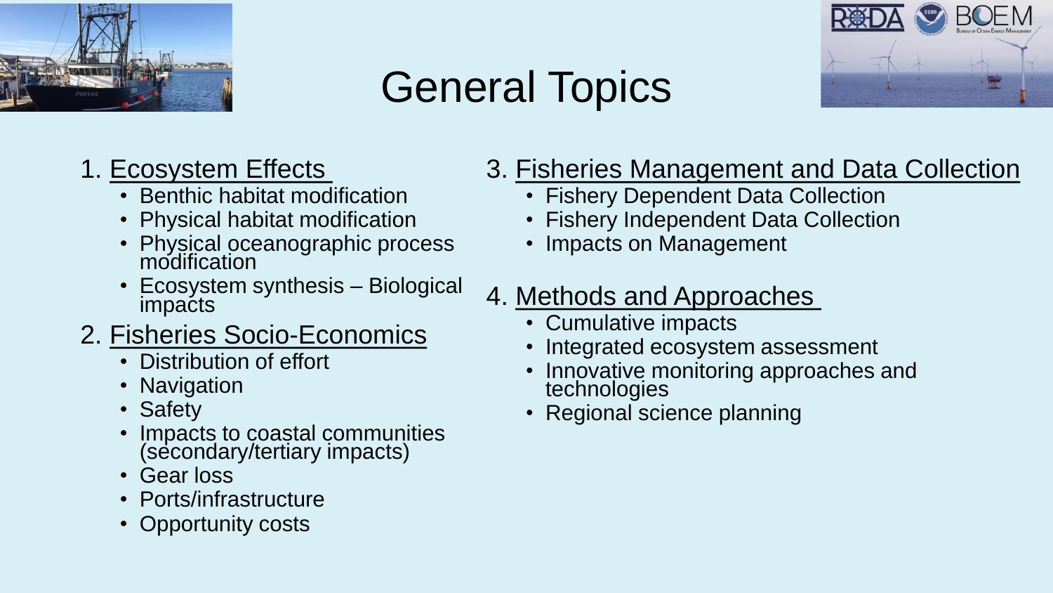# General Topics

1. Ecosystem Effects
   - Benthic habitat modification
   - Physical habitat modification
   - Physical oceanographic process modification
   - Ecosystem synthesis – Biological impacts

2. Fisheries Socio-Economics
   - Distribution of effort
   - Navigation
   - Safety
   - Impacts to coastal communities (secondary/tertiary impacts)
   - Gear loss
   - Ports/infrastructure
   - Opportunity costs

3. Fisheries Management and Data Collection
   - Fishery Dependent Data Collection
   - Fishery Independent Data Collection
   - Impacts on Management

4. Methods and Approaches
   - Cumulative impacts
   - Integrated ecosystem assessment
   - Innovative monitoring approaches and technologies
   - Regional science planning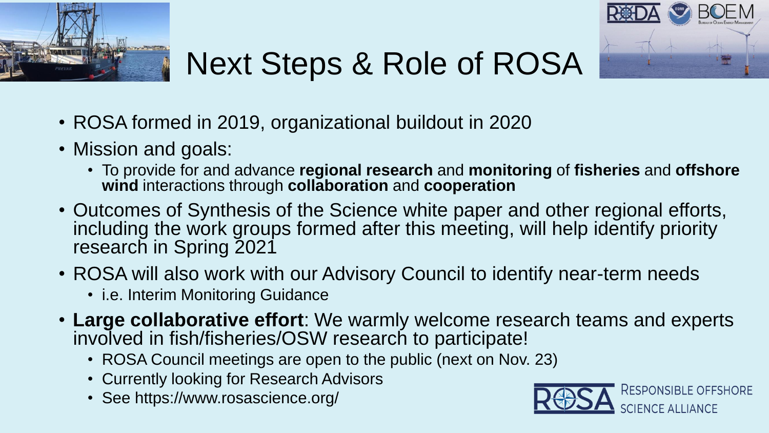# Next Steps & Role of ROSA

- ROSA formed in 2019, organizational buildout in 2020
- Mission and goals:
  - To provide for and advance **regional research** and **monitoring** of **fisheries** and **offshore wind** interactions through **collaboration** and **cooperation**
- Outcomes of Synthesis of the Science white paper and other regional efforts, including the work groups formed after this meeting, will help identify priority research in Spring 2021
- ROSA will also work with our Advisory Council to identify near-term needs
  - i.e. Interim Monitoring Guidance
- **Large collaborative effort**: We warmly welcome research teams and experts involved in fish/fisheries/OSW research to participate!
  - ROSA Council meetings are open to the public (next on Nov. 23)
  - Currently looking for Research Advisors
  - See https://www.rosascience.org/

ROSA RESPONSIBLE OFFSHORE SCIENCE ALLIANCE